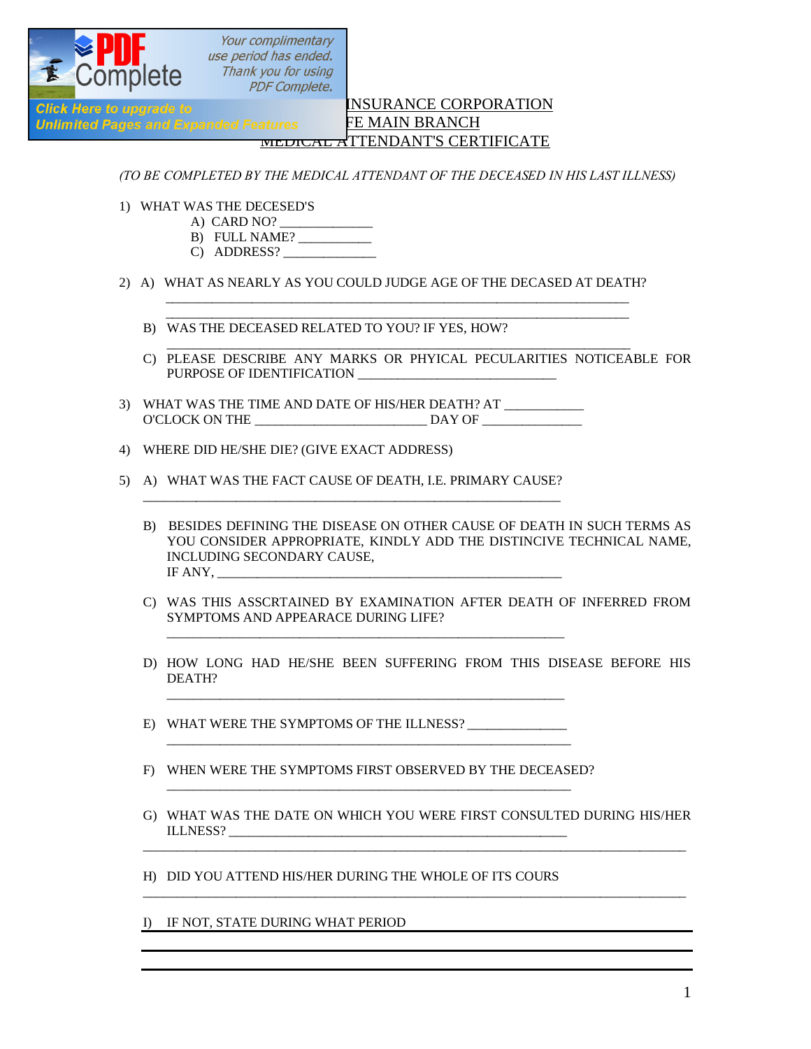INSURANCE CORPORATION

FE MAIN BRANCH

MEDICAL ATTENDANT'S CERTIFICATE

*(TO BE COMPLETED BY THE MEDICAL ATTENDANT OF THE DECEASED IN HIS LAST ILLNESS)*

1) WHAT WAS THE DECESED'S
   - A) CARD NO? _____________
   - B) FULL NAME? ___________
   - C) ADDRESS? ______________

2) A) WHAT AS NEARLY AS YOU COULD JUDGE AGE OF THE DECASED AT DEATH?

   ___________________________________________________________________________

   ___________________________________________________________________________

   B) WAS THE DECEASED RELATED TO YOU? IF YES, HOW?

   ___________________________________________________________________________

   C) PLEASE DESCRIBE ANY MARKS OR PHYICAL PECULARITIES NOTICEABLE FOR PURPOSE OF IDENTIFICATION ______________________________

3) WHAT WAS THE TIME AND DATE OF HIS/HER DEATH? AT ____________ O'CLOCK ON THE __________________________ DAY OF _______________

4) WHERE DID HE/SHE DIE? (GIVE EXACT ADDRESS)

5) A) WHAT WAS THE FACT CAUSE OF DEATH, I.E. PRIMARY CAUSE?

   ________________________________________________________________

   B) BESIDES DEFINING THE DISEASE ON OTHER CAUSE OF DEATH IN SUCH TERMS AS YOU CONSIDER APPROPRIATE, KINDLY ADD THE DISTINCIVE TECHNICAL NAME, INCLUDING SECONDARY CAUSE,
   IF ANY, _____________________________________________________

   C) WAS THIS ASSCRTAINED BY EXAMINATION AFTER DEATH OF INFERRED FROM SYMPTOMS AND APPEARACE DURING LIFE?

   _____________________________________________________________

   D) HOW LONG HAD HE/SHE BEEN SUFFERING FROM THIS DISEASE BEFORE HIS DEATH?

   _____________________________________________________________

   E) WHAT WERE THE SYMPTOMS OF THE ILLNESS? _______________

   ______________________________________________________________

   F) WHEN WERE THE SYMPTOMS FIRST OBSERVED BY THE DECEASED?

   ______________________________________________________________

   G) WHAT WAS THE DATE ON WHICH YOU WERE FIRST CONSULTED DURING HIS/HER ILLNESS? ____________________________________________________

   ___________________________________________________________________________________

   H) DID YOU ATTEND HIS/HER DURING THE WHOLE OF ITS COURS

   ___________________________________________________________________________________

   I) IF NOT, STATE DURING WHAT PERIOD

   ___________________________________________________________________________________

   ___________________________________________________________________________________

   ___________________________________________________________________________________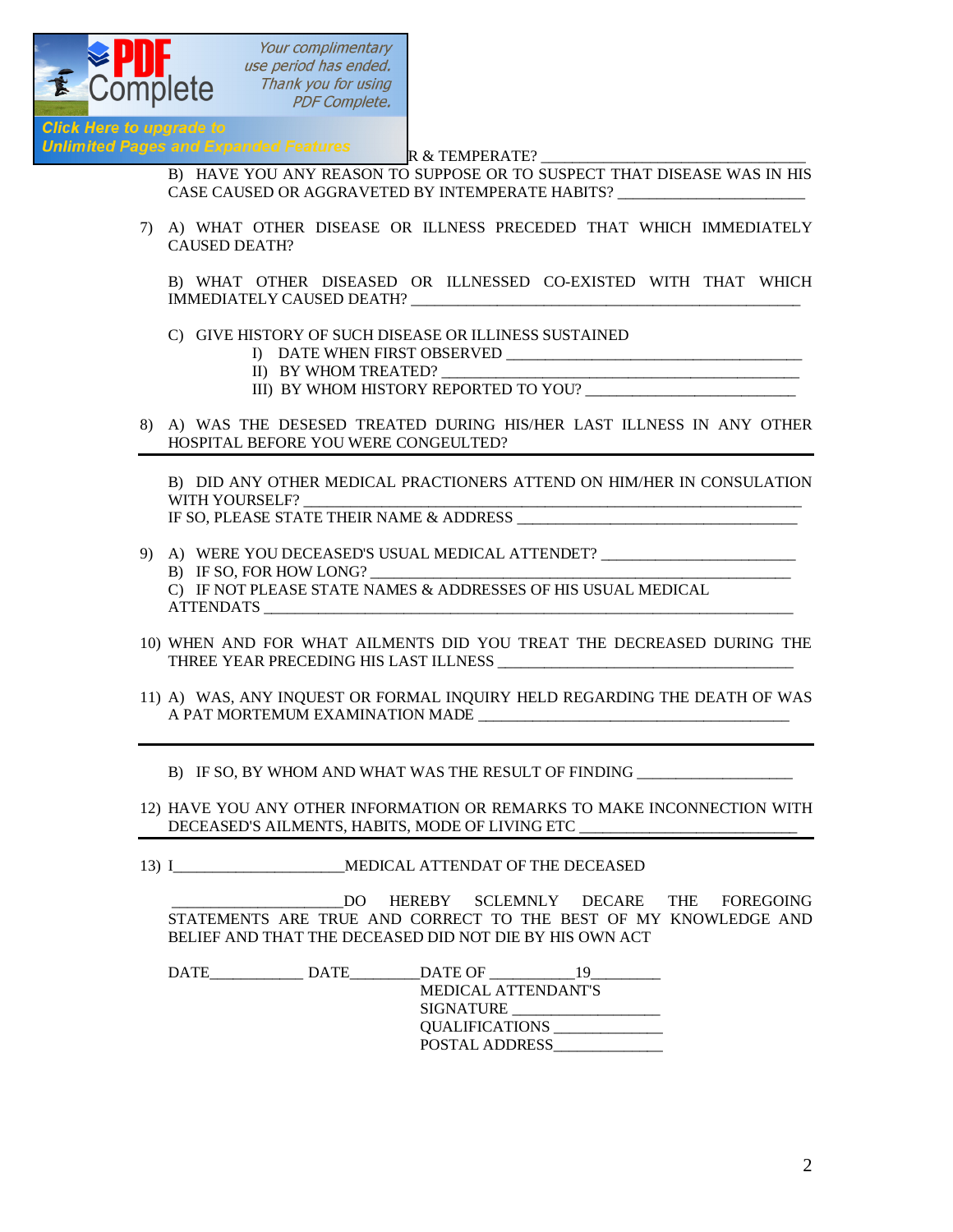R & TEMPERATE? ___________________________________

B) HAVE YOU ANY REASON TO SUPPOSE OR TO SUSPECT THAT DISEASE WAS IN HIS CASE CAUSED OR AGGRAVETED BY INTEMPERATE HABITS? ________________________

7) A) WHAT OTHER DISEASE OR ILLNESS PRECEDED THAT WHICH IMMEDIATELY CAUSED DEATH?

B) WHAT OTHER DISEASED OR ILLNESSED CO-EXISTED WITH THAT WHICH IMMEDIATELY CAUSED DEATH? ___________________________________________________

C) GIVE HISTORY OF SUCH DISEASE OR ILLINESS SUSTAINED

I) DATE WHEN FIRST OBSERVED _______________________________________

II) BY WHOM TREATED? _______________________________________________

III) BY WHOM HISTORY REPORTED TO YOU? ___________________________

8) A) WAS THE DESESED TREATED DURING HIS/HER LAST ILLNESS IN ANY OTHER HOSPITAL BEFORE YOU WERE CONGEULTED?

---

B) DID ANY OTHER MEDICAL PRACTIONERS ATTEND ON HIM/HER IN CONSULATION WITH YOURSELF? _________________________________________________________________

IF SO, PLEASE STATE THEIR NAME & ADDRESS ____________________________________

9) A) WERE YOU DECEASED'S USUAL MEDICAL ATTENDET? _________________________

B) IF SO, FOR HOW LONG? _____________________________________________________

C) IF NOT PLEASE STATE NAMES & ADDRESSES OF HIS USUAL MEDICAL ATTENDATS _____________________________________________________________________

10) WHEN AND FOR WHAT AILMENTS DID YOU TREAT THE DECREASED DURING THE THREE YEAR PRECEDING HIS LAST ILLNESS _______________________________________

11) A) WAS, ANY INQUEST OR FORMAL INQUIRY HELD REGARDING THE DEATH OF WAS A PAT MORTEMUM EXAMINATION MADE _________________________________________

---

B) IF SO, BY WHOM AND WHAT WAS THE RESULT OF FINDING ____________________

12) HAVE YOU ANY OTHER INFORMATION OR REMARKS TO MAKE INCONNECTION WITH DECEASED'S AILMENTS, HABITS, MODE OF LIVING ETC ____________________________

---

13) I______________________MEDICAL ATTENDAT OF THE DECEASED

______________________DO HEREBY SCLEMNLY DECARE THE FOREGOING STATEMENTS ARE TRUE AND CORRECT TO THE BEST OF MY KNOWLEDGE AND BELIEF AND THAT THE DECEASED DID NOT DIE BY HIS OWN ACT

DATE____________ DATE_________DATE OF ___________19_________

MEDICAL ATTENDANT'S

SIGNATURE ___________________

QUALIFICATIONS ______________

POSTAL ADDRESS______________